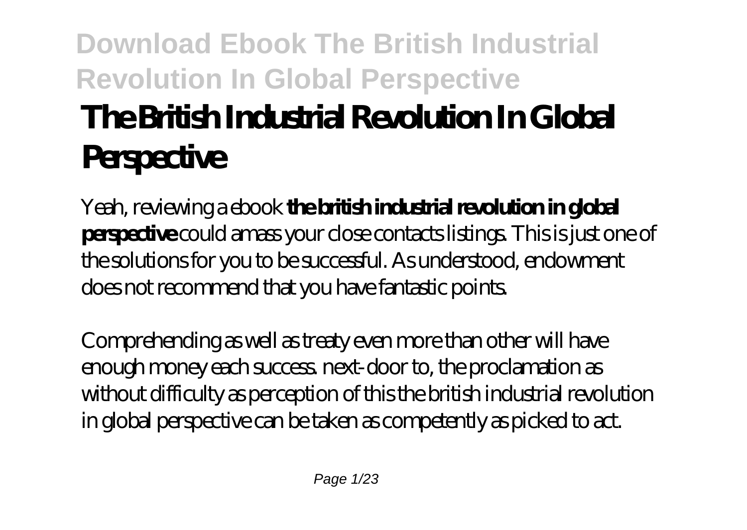# The British Industrial Revolution In Global Perspective

Yeah, reviewing a ebook **the british industrial revolution in global perspective** could amass your close contacts listings. This is just one of the solutions for you to be successful. As understood, endowment does not recommend that you have fantastic points.

Comprehending as well as treaty even more than other will have enough money each success. next-door to, the proclamation as without difficulty as perception of this the british industrial revolution in global perspective can be taken as competently as picked to act.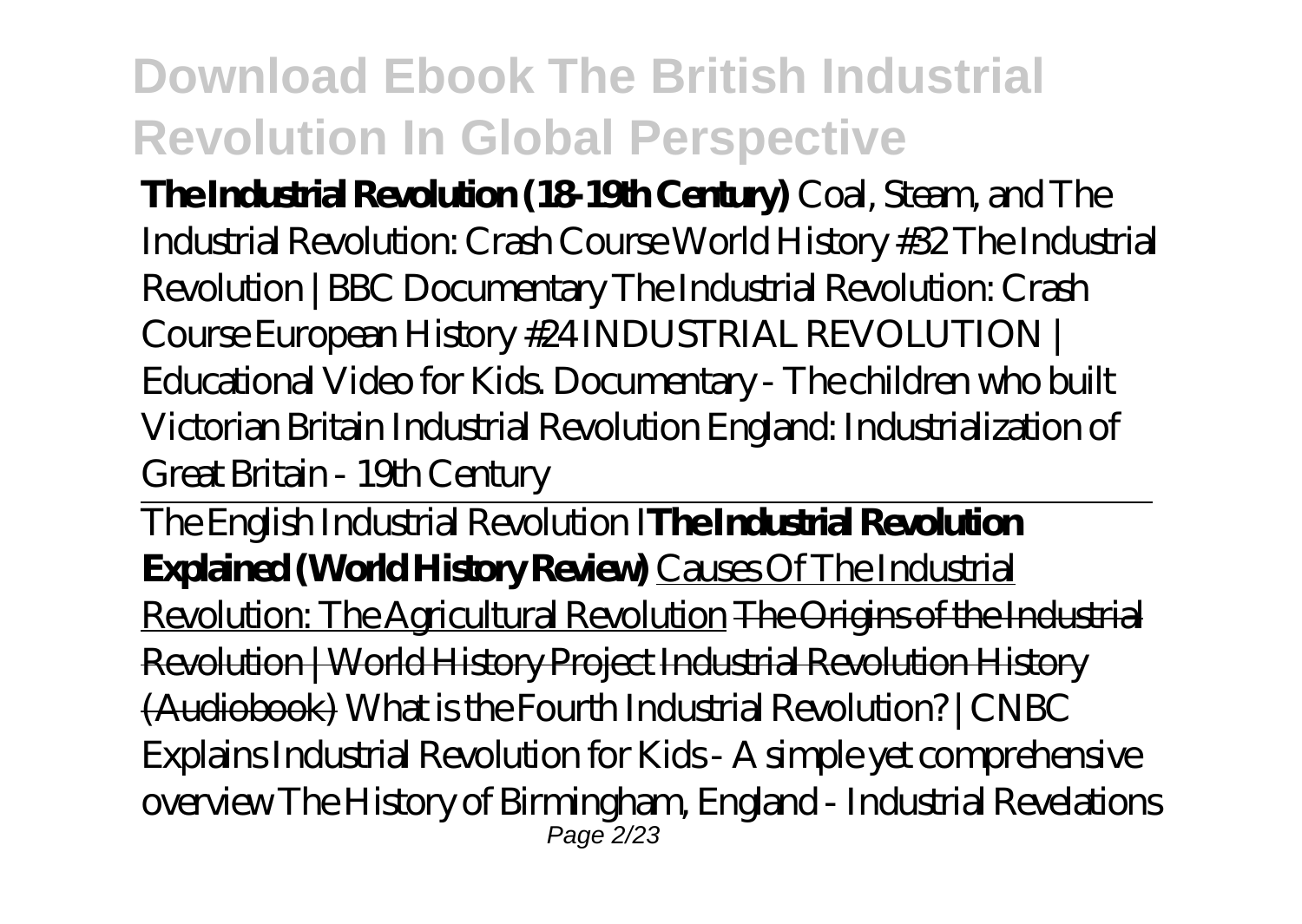**The Industrial Revolution (18-19th Century)** Coal, Steam, and The Industrial Revolution: Crash Course World History #32 The Industrial Revolution | BBC Documentary The Industrial Revolution: Crash Course European History #24 INDUSTRIAL REVOLUTION | Educational Video for Kids. Documentary - The children who built Victorian Britain Industrial Revolution England: Industrialization of Great Britain - 19th Century

The English Industrial Revolution I**The Industrial Revolution Explained (World History Review)** Causes Of The Industrial Revolution: The Agricultural Revolution ~~The Origins of the Industrial Revolution | World History Project Industrial Revolution History (Audiobook)~~ What is the Fourth Industrial Revolution? | CNBC Explains Industrial Revolution for Kids - A simple yet comprehensive overview The History of Birmingham, England - Industrial Revelations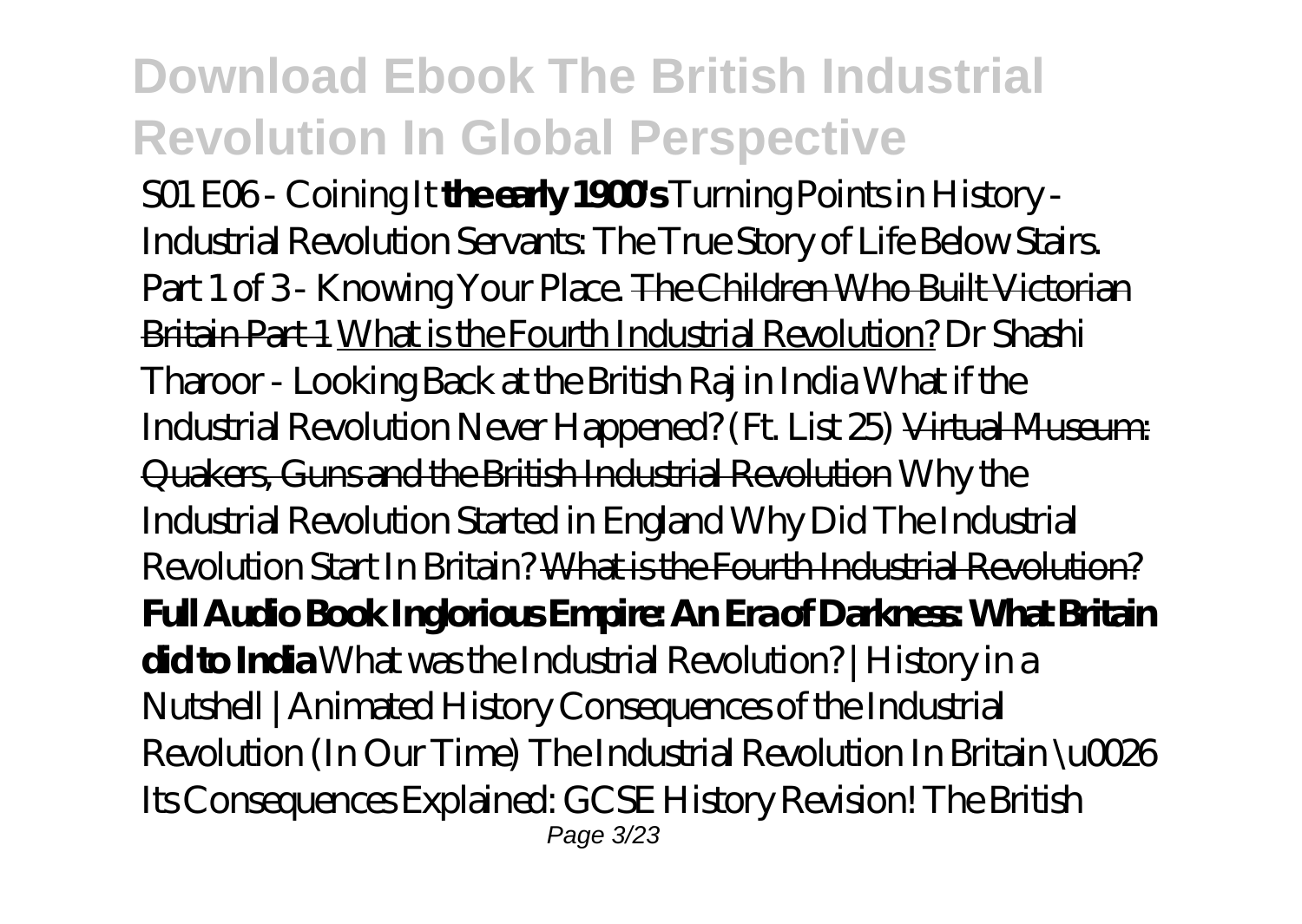*S01 E06 - Coining It* **the early 1900's** *Turning Points in History - Industrial Revolution* *Servants: The True Story of Life Below Stairs. Part 1 of 3 - Knowing Your Place.* ~~The Children Who Built Victorian Britain Part 1~~ What is the Fourth Industrial Revolution? *Dr Shashi Tharoor - Looking Back at the British Raj in India* *What if the Industrial Revolution Never Happened? (Ft. List 25)* ~~Virtual Museum: Quakers, Guns and the British Industrial Revolution~~ *Why the Industrial Revolution Started in England* *Why Did The Industrial Revolution Start In Britain?* ~~What is the Fourth Industrial Revolution?~~ **Full Audio Book Inglorious Empire: An Era of Darkness: What Britain did to India** *What was the Industrial Revolution? | History in a Nutshell | Animated History* *Consequences of the Industrial Revolution (In Our Time)* *The Industrial Revolution In Britain \u0026 Its Consequences Explained: GCSE History Revision!* *The British*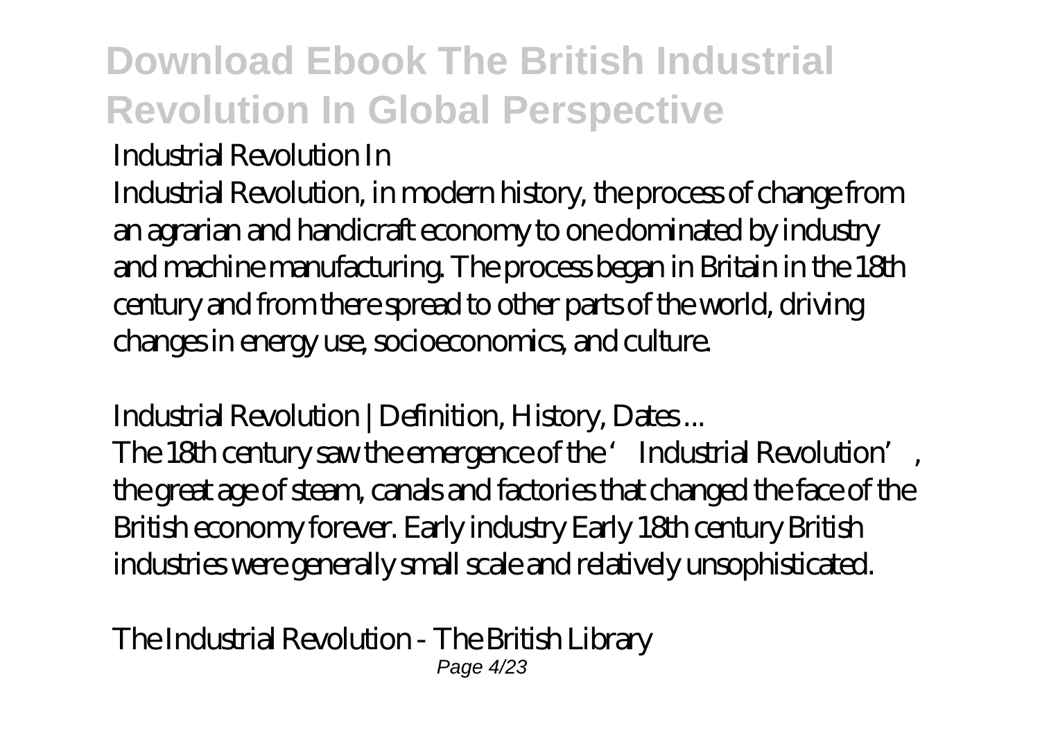Industrial Revolution In

Industrial Revolution, in modern history, the process of change from an agrarian and handicraft economy to one dominated by industry and machine manufacturing. The process began in Britain in the 18th century and from there spread to other parts of the world, driving changes in energy use, socioeconomics, and culture.

Industrial Revolution | Definition, History, Dates ...

The 18th century saw the emergence of the 'Industrial Revolution', the great age of steam, canals and factories that changed the face of the British economy forever. Early industry Early 18th century British industries were generally small scale and relatively unsophisticated.

The Industrial Revolution - The British Library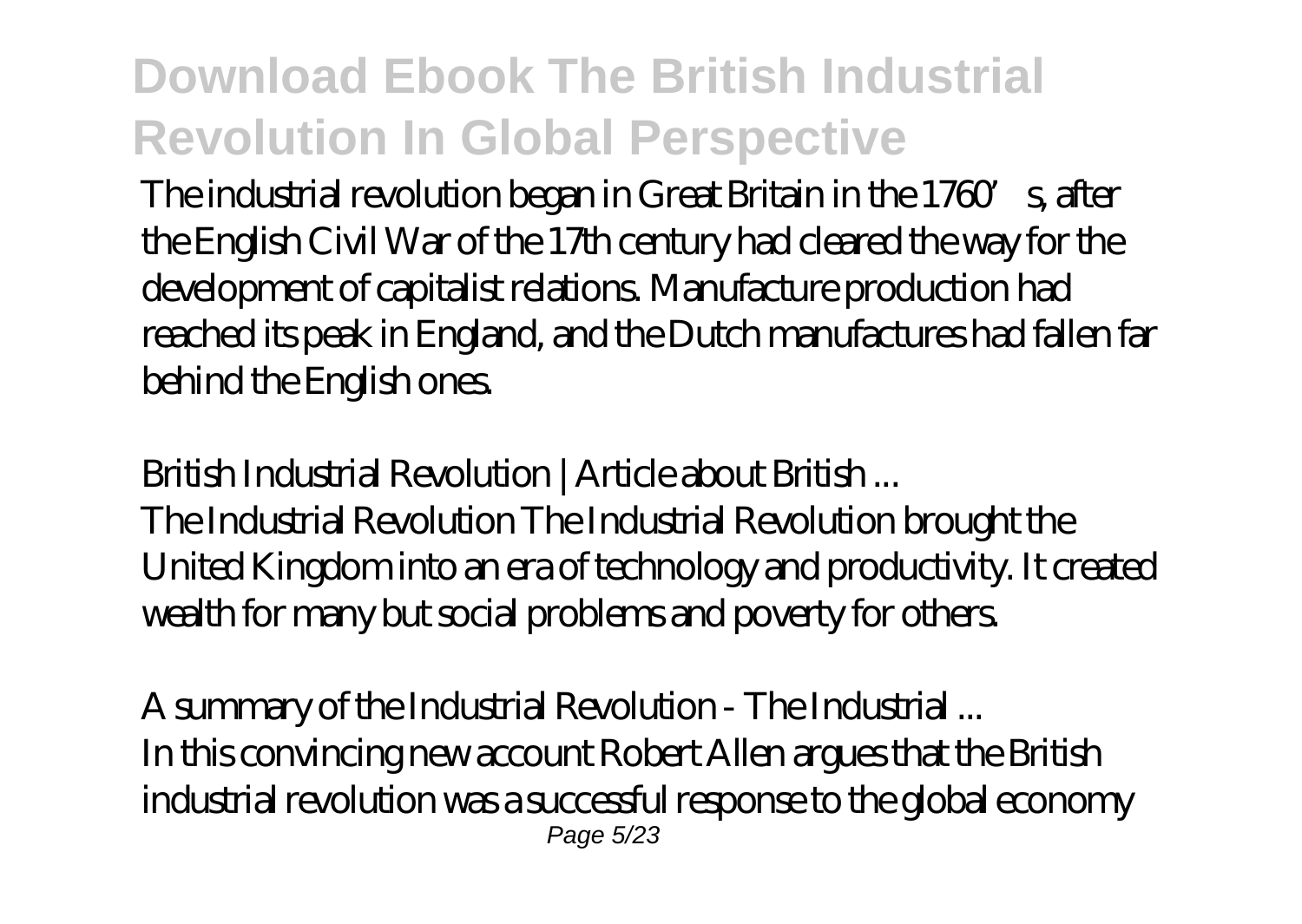The industrial revolution began in Great Britain in the 1760's, after the English Civil War of the 17th century had cleared the way for the development of capitalist relations. Manufacture production had reached its peak in England, and the Dutch manufactures had fallen far behind the English ones.

*British Industrial Revolution | Article about British ...*

The Industrial Revolution The Industrial Revolution brought the United Kingdom into an era of technology and productivity. It created wealth for many but social problems and poverty for others.

*A summary of the Industrial Revolution - The Industrial ...*

In this convincing new account Robert Allen argues that the British industrial revolution was a successful response to the global economy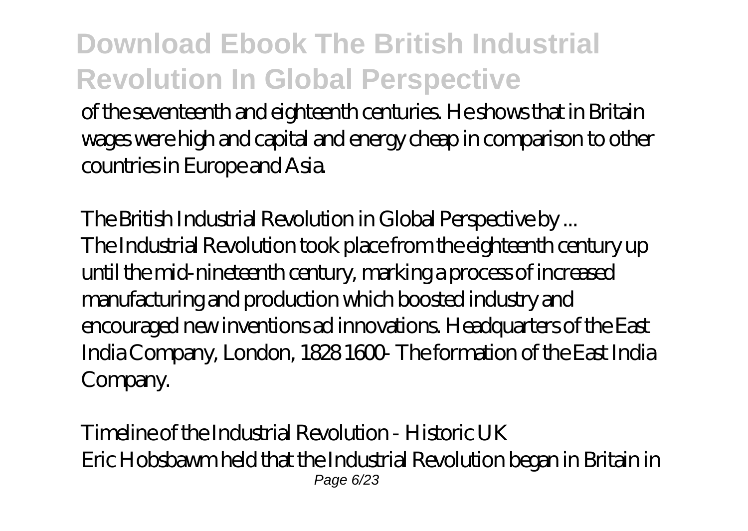of the seventeenth and eighteenth centuries. He shows that in Britain wages were high and capital and energy cheap in comparison to other countries in Europe and Asia.

*The British Industrial Revolution in Global Perspective by ...*
The Industrial Revolution took place from the eighteenth century up until the mid-nineteenth century, marking a process of increased manufacturing and production which boosted industry and encouraged new inventions ad innovations. Headquarters of the East India Company, London, 1828 1600- The formation of the East India Company.

*Timeline of the Industrial Revolution - Historic UK*
Eric Hobsbawm held that the Industrial Revolution began in Britain in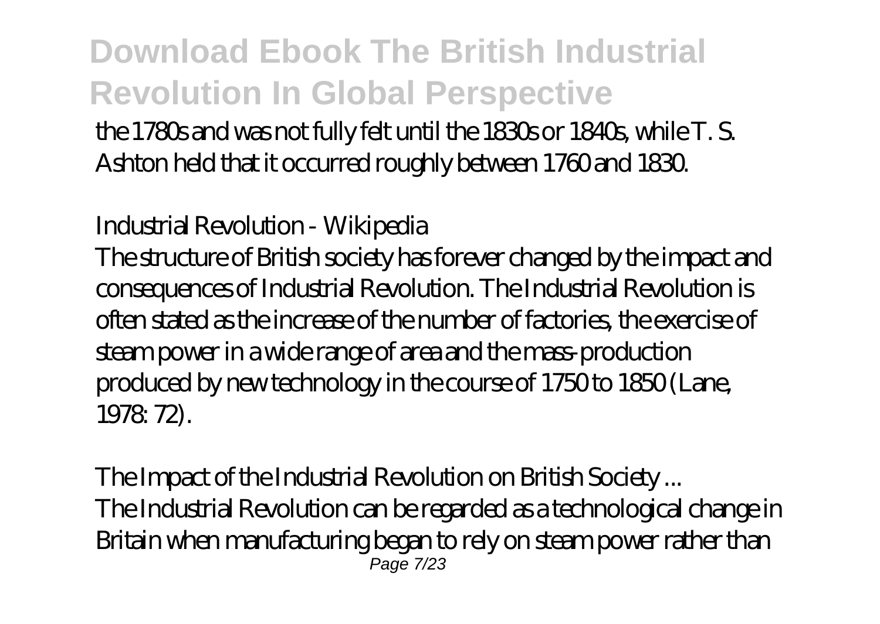the 1780s and was not fully felt until the 1830s or 1840s, while T. S. Ashton held that it occurred roughly between 1760 and 1830.

*Industrial Revolution - Wikipedia*

The structure of British society has forever changed by the impact and consequences of Industrial Revolution. The Industrial Revolution is often stated as the increase of the number of factories, the exercise of steam power in a wide range of area and the mass-production produced by new technology in the course of 1750 to 1850 (Lane, 1978: 72).

*The Impact of the Industrial Revolution on British Society ...*

The Industrial Revolution can be regarded as a technological change in Britain when manufacturing began to rely on steam power rather than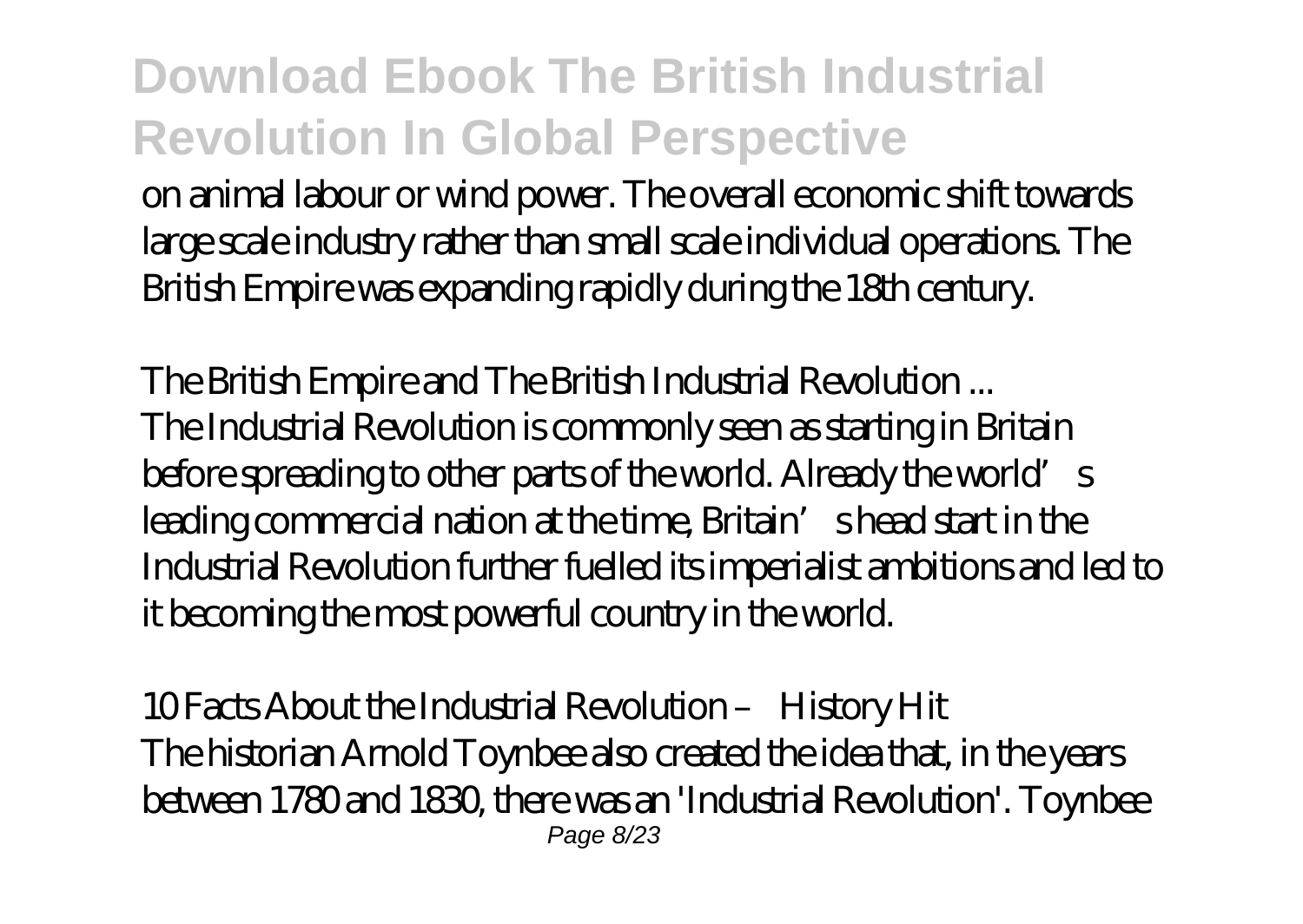on animal labour or wind power. The overall economic shift towards large scale industry rather than small scale individual operations. The British Empire was expanding rapidly during the 18th century.

*The British Empire and The British Industrial Revolution ...*
The Industrial Revolution is commonly seen as starting in Britain before spreading to other parts of the world. Already the world's leading commercial nation at the time, Britain's head start in the Industrial Revolution further fuelled its imperialist ambitions and led to it becoming the most powerful country in the world.

*10 Facts About the Industrial Revolution – History Hit*
The historian Arnold Toynbee also created the idea that, in the years between 1780 and 1830, there was an 'Industrial Revolution'. Toynbee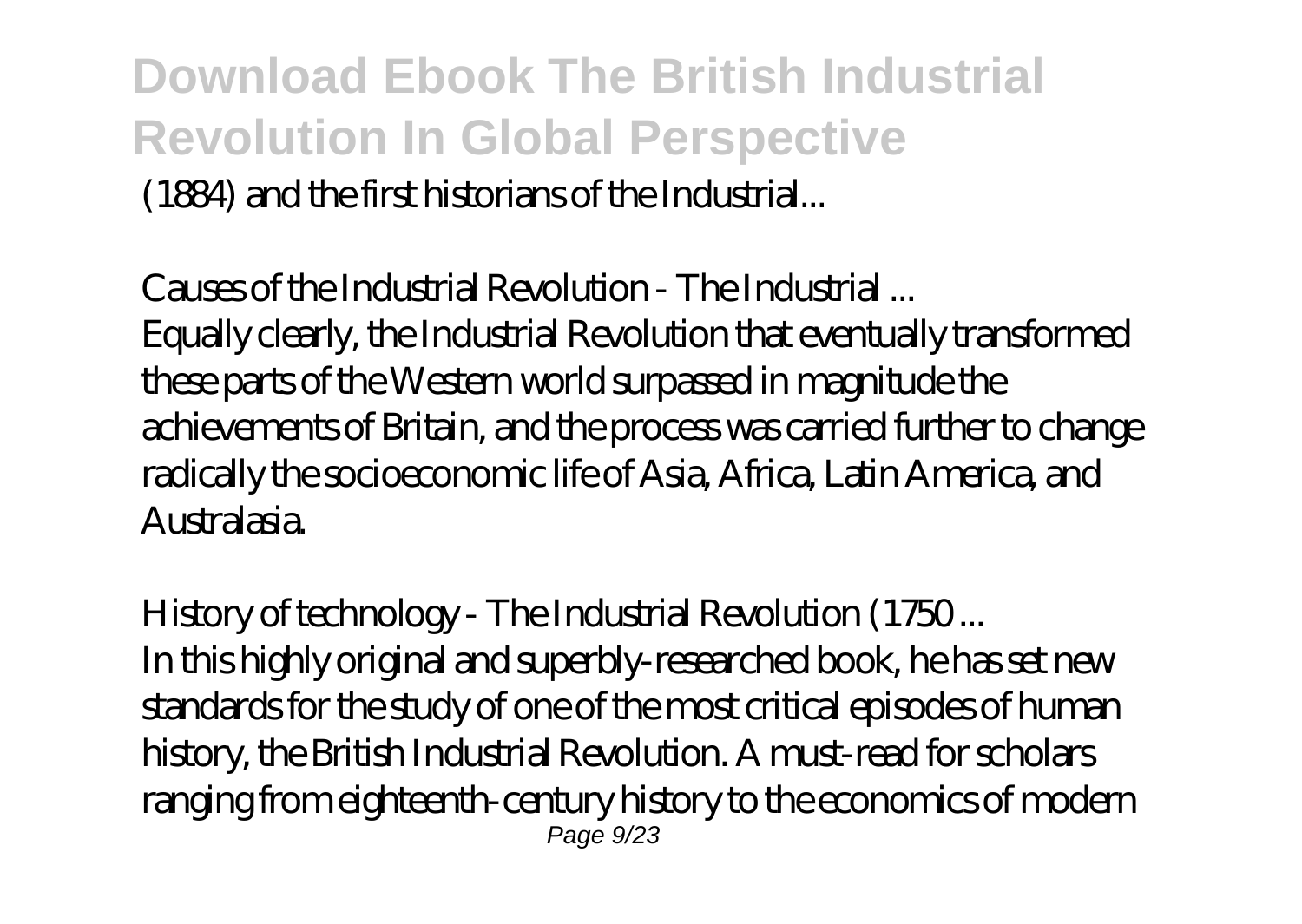(1884) and the first historians of the Industrial...

*Causes of the Industrial Revolution - The Industrial ...*
Equally clearly, the Industrial Revolution that eventually transformed these parts of the Western world surpassed in magnitude the achievements of Britain, and the process was carried further to change radically the socioeconomic life of Asia, Africa, Latin America, and Australasia.

*History of technology - The Industrial Revolution (1750 ...*
In this highly original and superbly-researched book, he has set new standards for the study of one of the most critical episodes of human history, the British Industrial Revolution. A must-read for scholars ranging from eighteenth-century history to the economics of modern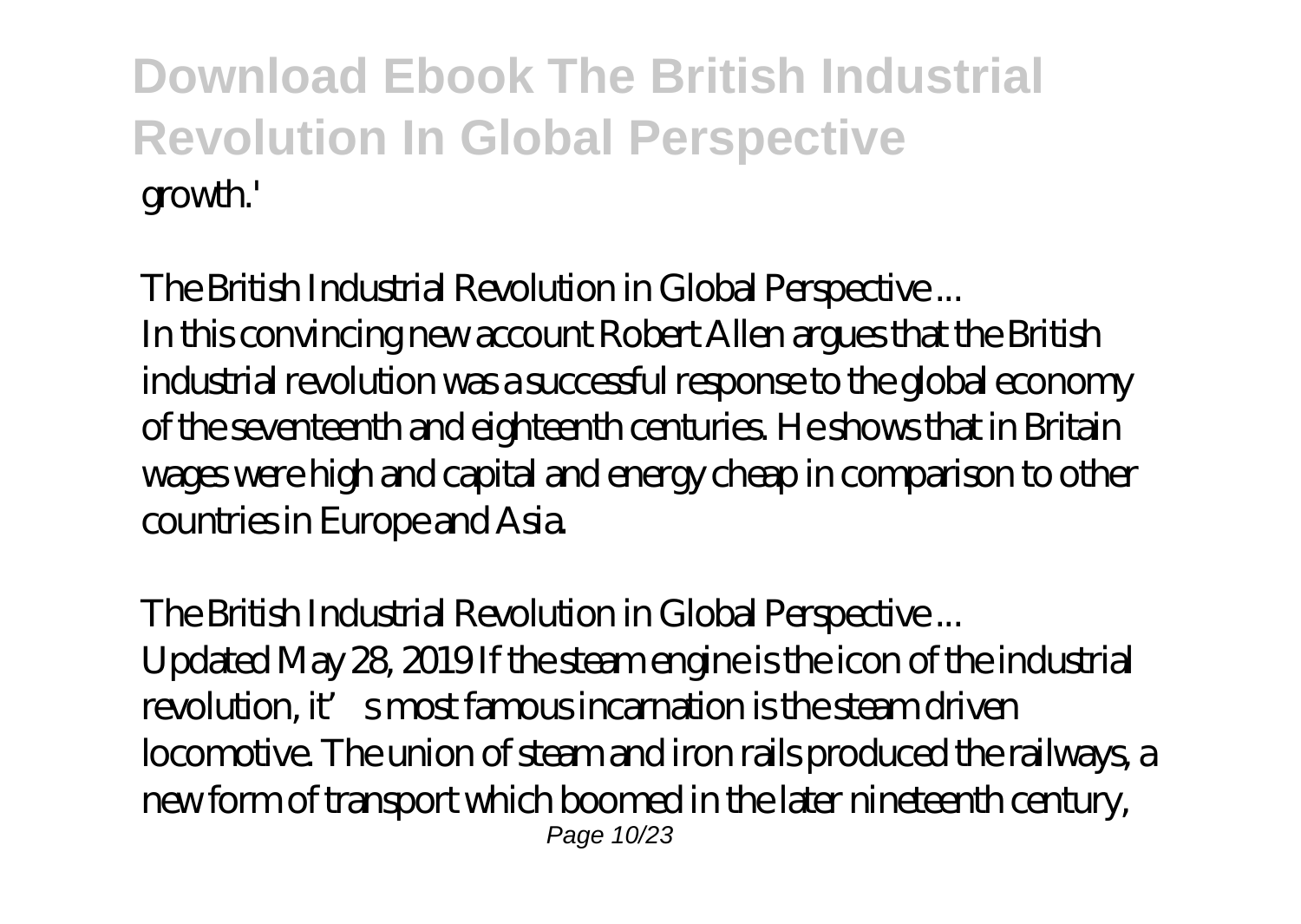growth.'

*The British Industrial Revolution in Global Perspective ...*

In this convincing new account Robert Allen argues that the British industrial revolution was a successful response to the global economy of the seventeenth and eighteenth centuries. He shows that in Britain wages were high and capital and energy cheap in comparison to other countries in Europe and Asia.

*The British Industrial Revolution in Global Perspective ...*

Updated May 28, 2019 If the steam engine is the icon of the industrial revolution, it's most famous incarnation is the steam driven locomotive. The union of steam and iron rails produced the railways, a new form of transport which boomed in the later nineteenth century,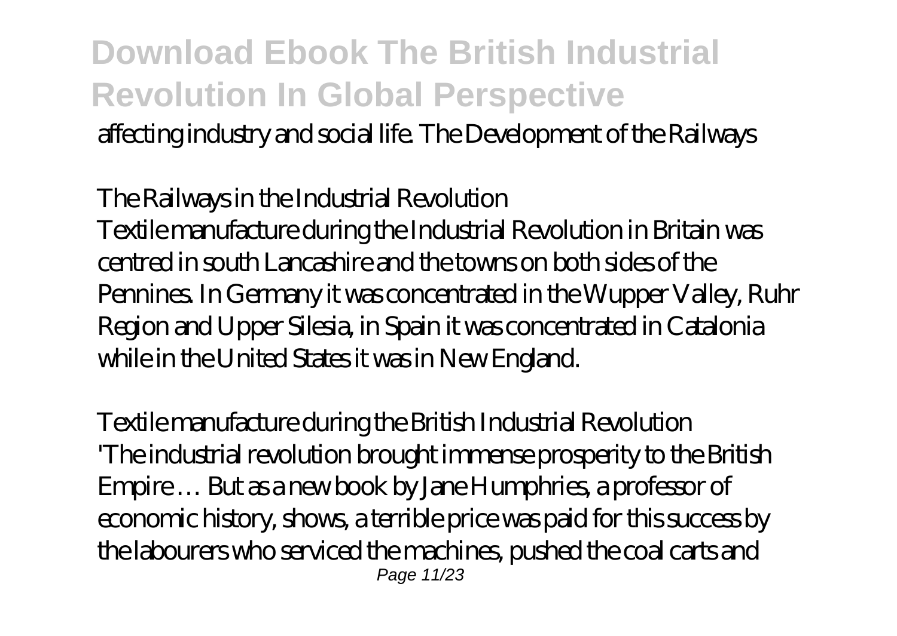affecting industry and social life. The Development of the Railways

*The Railways in the Industrial Revolution*

Textile manufacture during the Industrial Revolution in Britain was centred in south Lancashire and the towns on both sides of the Pennines. In Germany it was concentrated in the Wupper Valley, Ruhr Region and Upper Silesia, in Spain it was concentrated in Catalonia while in the United States it was in New England.

*Textile manufacture during the British Industrial Revolution*

'The industrial revolution brought immense prosperity to the British Empire … But as a new book by Jane Humphries, a professor of economic history, shows, a terrible price was paid for this success by the labourers who serviced the machines, pushed the coal carts and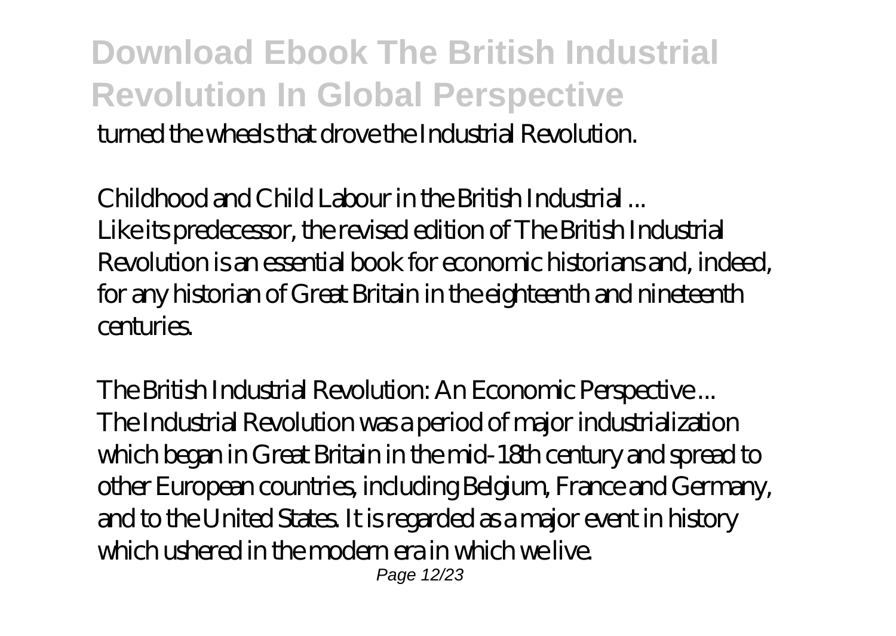turned the wheels that drove the Industrial Revolution.

*Childhood and Child Labour in the British Industrial ...*
Like its predecessor, the revised edition of The British Industrial Revolution is an essential book for economic historians and, indeed, for any historian of Great Britain in the eighteenth and nineteenth centuries.

*The British Industrial Revolution: An Economic Perspective ...*
The Industrial Revolution was a period of major industrialization which began in Great Britain in the mid-18th century and spread to other European countries, including Belgium, France and Germany, and to the United States. It is regarded as a major event in history which ushered in the modern era in which we live.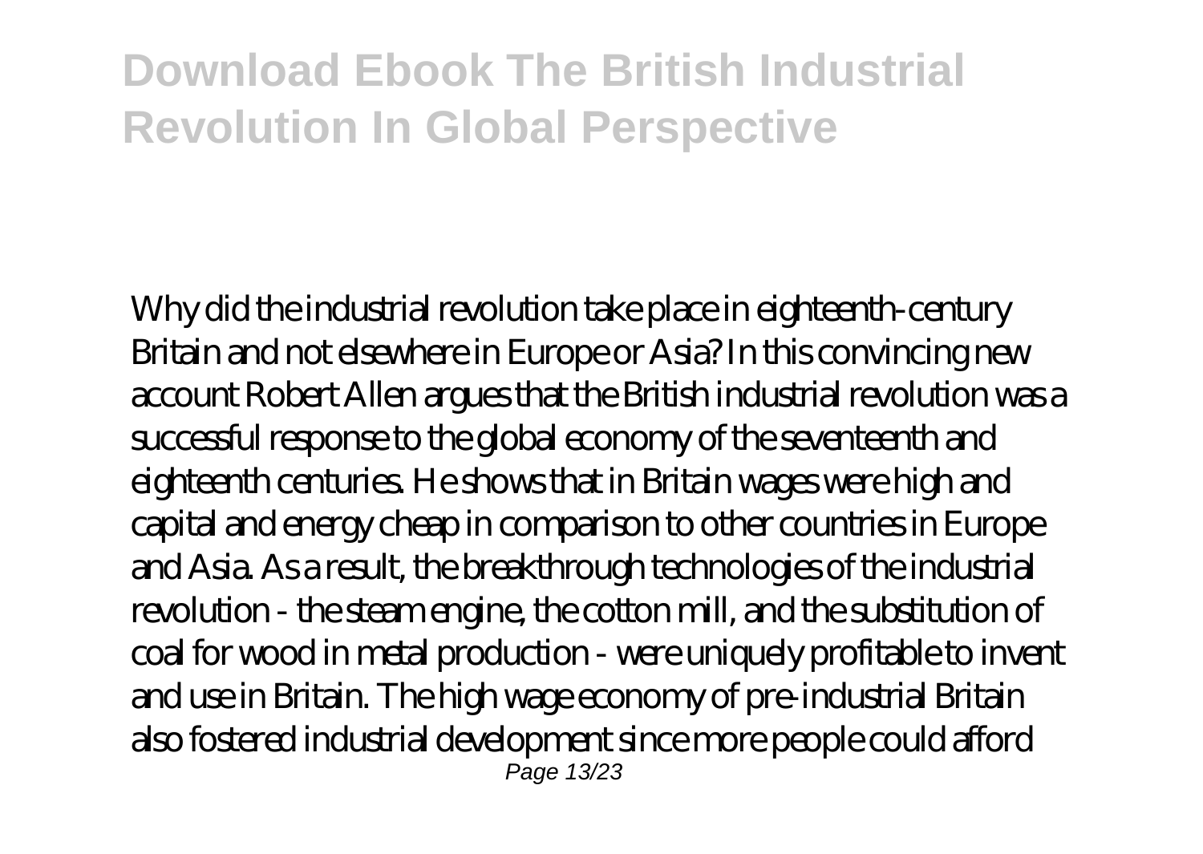Why did the industrial revolution take place in eighteenth-century Britain and not elsewhere in Europe or Asia? In this convincing new account Robert Allen argues that the British industrial revolution was a successful response to the global economy of the seventeenth and eighteenth centuries. He shows that in Britain wages were high and capital and energy cheap in comparison to other countries in Europe and Asia. As a result, the breakthrough technologies of the industrial revolution - the steam engine, the cotton mill, and the substitution of coal for wood in metal production - were uniquely profitable to invent and use in Britain. The high wage economy of pre-industrial Britain also fostered industrial development since more people could afford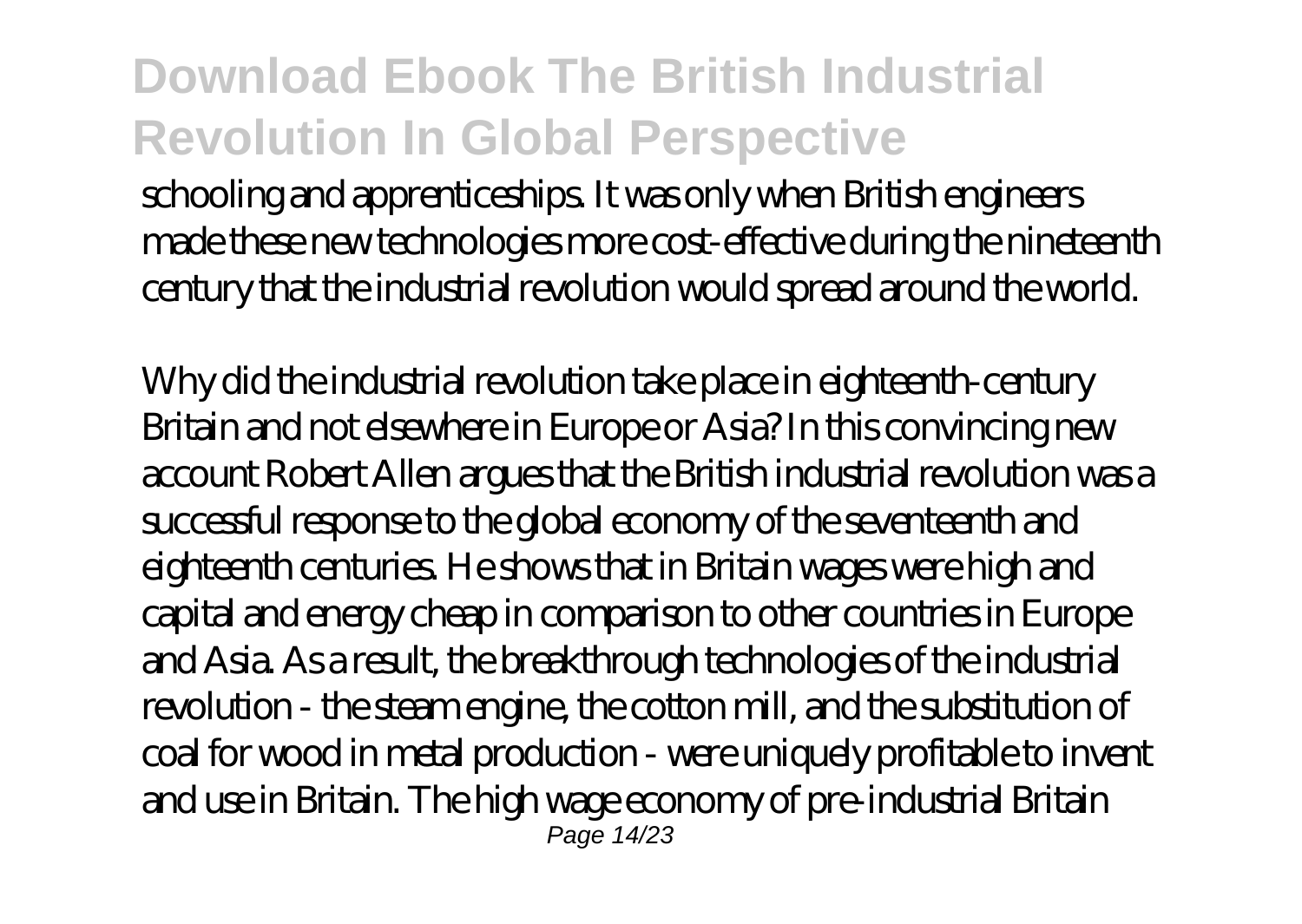schooling and apprenticeships. It was only when British engineers made these new technologies more cost-effective during the nineteenth century that the industrial revolution would spread around the world.

Why did the industrial revolution take place in eighteenth-century Britain and not elsewhere in Europe or Asia? In this convincing new account Robert Allen argues that the British industrial revolution was a successful response to the global economy of the seventeenth and eighteenth centuries. He shows that in Britain wages were high and capital and energy cheap in comparison to other countries in Europe and Asia. As a result, the breakthrough technologies of the industrial revolution - the steam engine, the cotton mill, and the substitution of coal for wood in metal production - were uniquely profitable to invent and use in Britain. The high wage economy of pre-industrial Britain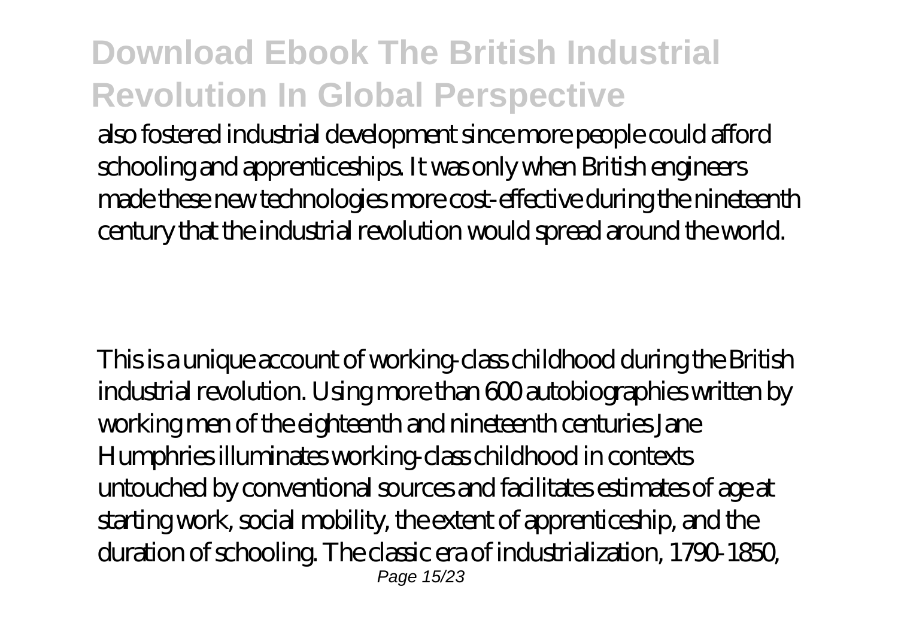also fostered industrial development since more people could afford schooling and apprenticeships. It was only when British engineers made these new technologies more cost-effective during the nineteenth century that the industrial revolution would spread around the world.

This is a unique account of working-class childhood during the British industrial revolution. Using more than 600 autobiographies written by working men of the eighteenth and nineteenth centuries Jane Humphries illuminates working-class childhood in contexts untouched by conventional sources and facilitates estimates of age at starting work, social mobility, the extent of apprenticeship, and the duration of schooling. The classic era of industrialization, 1790-1850,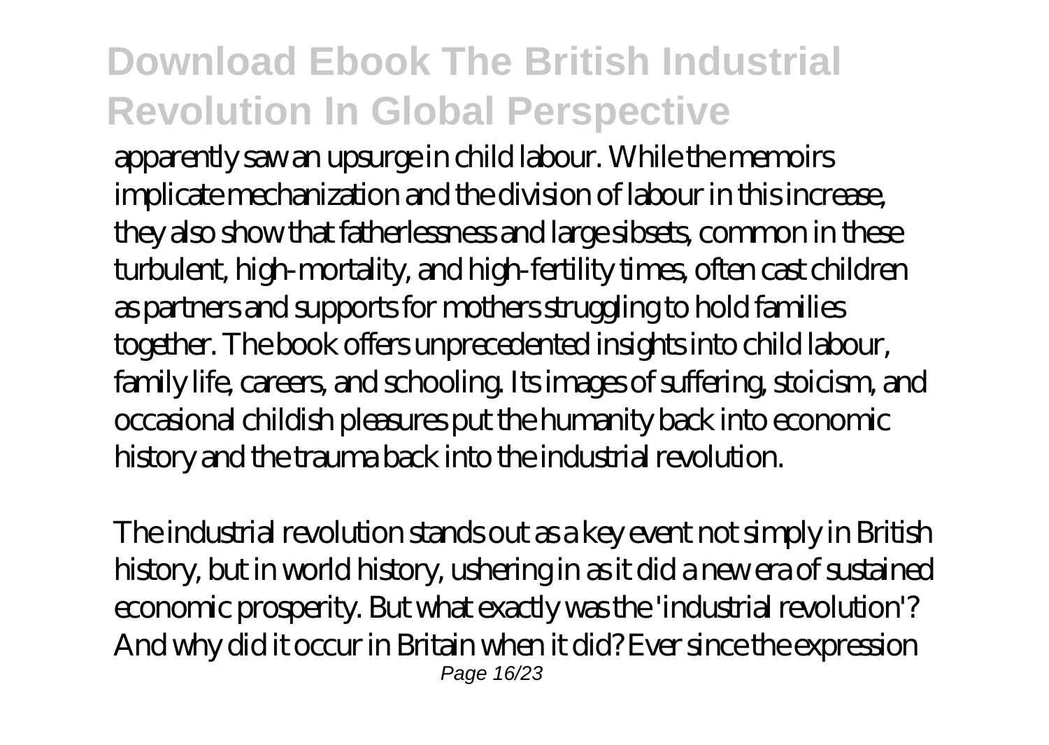apparently saw an upsurge in child labour. While the memoirs implicate mechanization and the division of labour in this increase, they also show that fatherlessness and large sibsets, common in these turbulent, high-mortality, and high-fertility times, often cast children as partners and supports for mothers struggling to hold families together. The book offers unprecedented insights into child labour, family life, careers, and schooling. Its images of suffering, stoicism, and occasional childish pleasures put the humanity back into economic history and the trauma back into the industrial revolution.

The industrial revolution stands out as a key event not simply in British history, but in world history, ushering in as it did a new era of sustained economic prosperity. But what exactly was the 'industrial revolution'? And why did it occur in Britain when it did? Ever since the expression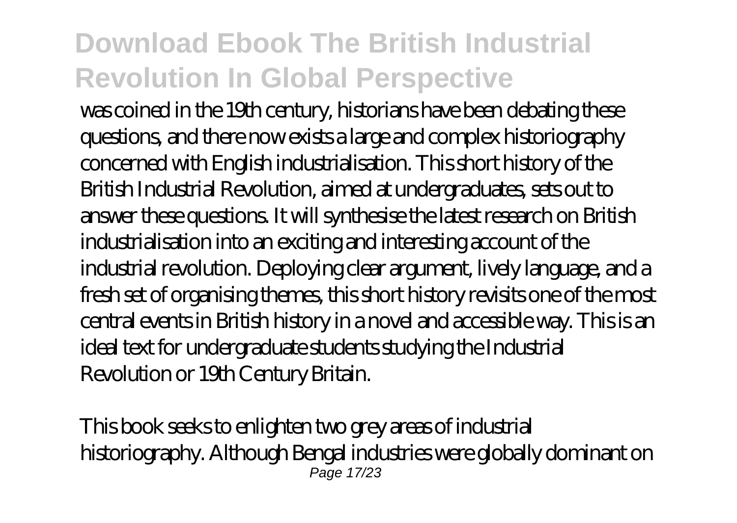was coined in the 19th century, historians have been debating these questions, and there now exists a large and complex historiography concerned with English industrialisation. This short history of the British Industrial Revolution, aimed at undergraduates, sets out to answer these questions. It will synthesise the latest research on British industrialisation into an exciting and interesting account of the industrial revolution. Deploying clear argument, lively language, and a fresh set of organising themes, this short history revisits one of the most central events in British history in a novel and accessible way. This is an ideal text for undergraduate students studying the Industrial Revolution or 19th Century Britain.

This book seeks to enlighten two grey areas of industrial historiography. Although Bengal industries were globally dominant on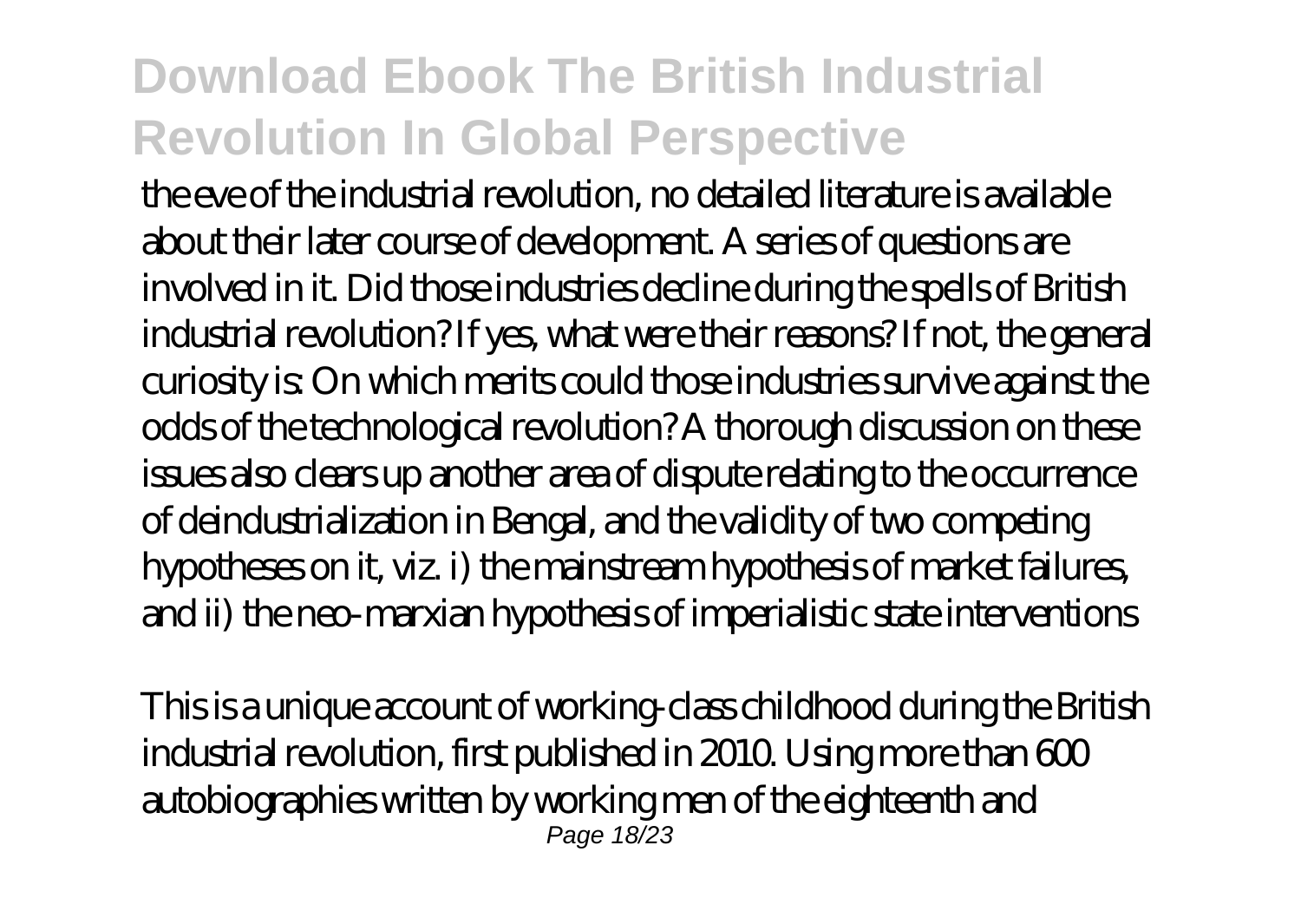the eve of the industrial revolution, no detailed literature is available about their later course of development. A series of questions are involved in it. Did those industries decline during the spells of British industrial revolution? If yes, what were their reasons? If not, the general curiosity is: On which merits could those industries survive against the odds of the technological revolution? A thorough discussion on these issues also clears up another area of dispute relating to the occurrence of deindustrialization in Bengal, and the validity of two competing hypotheses on it, viz. i) the mainstream hypothesis of market failures, and ii) the neo-marxian hypothesis of imperialistic state interventions

This is a unique account of working-class childhood during the British industrial revolution, first published in 2010. Using more than 600 autobiographies written by working men of the eighteenth and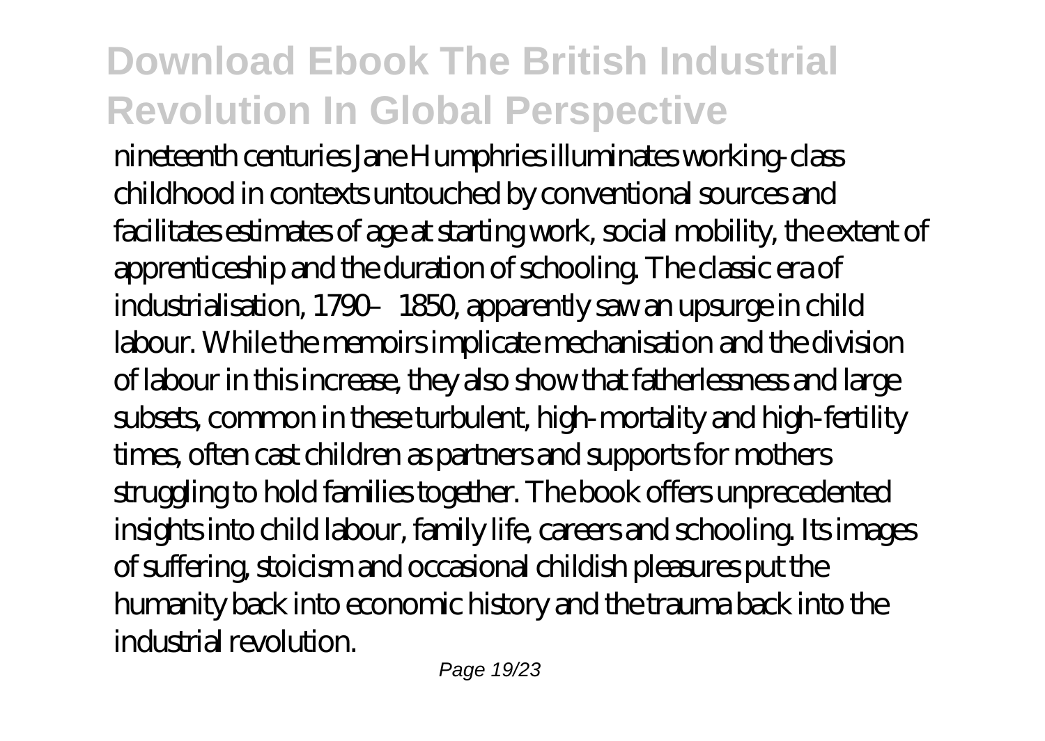nineteenth centuries Jane Humphries illuminates working-class childhood in contexts untouched by conventional sources and facilitates estimates of age at starting work, social mobility, the extent of apprenticeship and the duration of schooling. The classic era of industrialisation, 1790–1850, apparently saw an upsurge in child labour. While the memoirs implicate mechanisation and the division of labour in this increase, they also show that fatherlessness and large subsets, common in these turbulent, high-mortality and high-fertility times, often cast children as partners and supports for mothers struggling to hold families together. The book offers unprecedented insights into child labour, family life, careers and schooling. Its images of suffering, stoicism and occasional childish pleasures put the humanity back into economic history and the trauma back into the industrial revolution.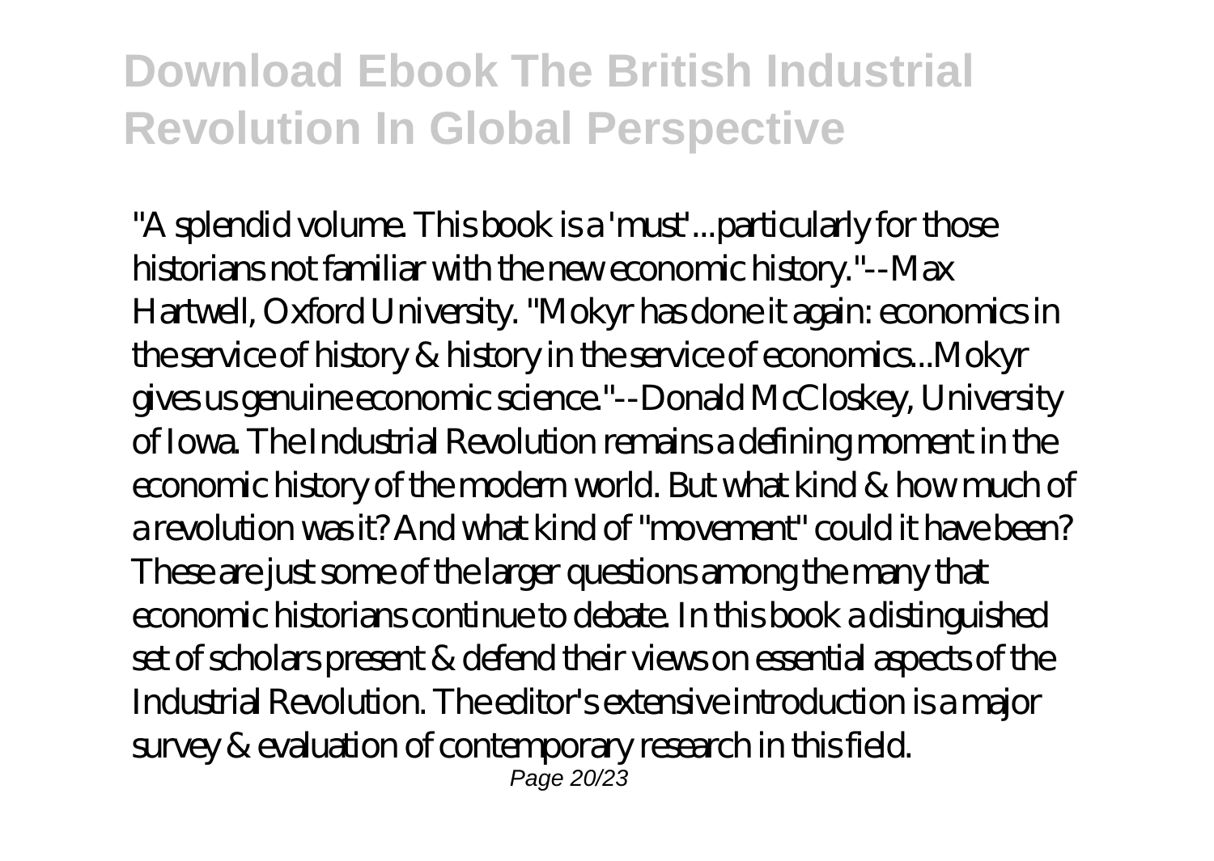"A splendid volume. This book is a 'must'...particularly for those historians not familiar with the new economic history."--Max Hartwell, Oxford University. "Mokyr has done it again: economics in the service of history & history in the service of economics...Mokyr gives us genuine economic science."--Donald McCloskey, University of Iowa. The Industrial Revolution remains a defining moment in the economic history of the modern world. But what kind & how much of a revolution was it? And what kind of "movement" could it have been? These are just some of the larger questions among the many that economic historians continue to debate. In this book a distinguished set of scholars present & defend their views on essential aspects of the Industrial Revolution. The editor's extensive introduction is a major survey & evaluation of contemporary research in this field.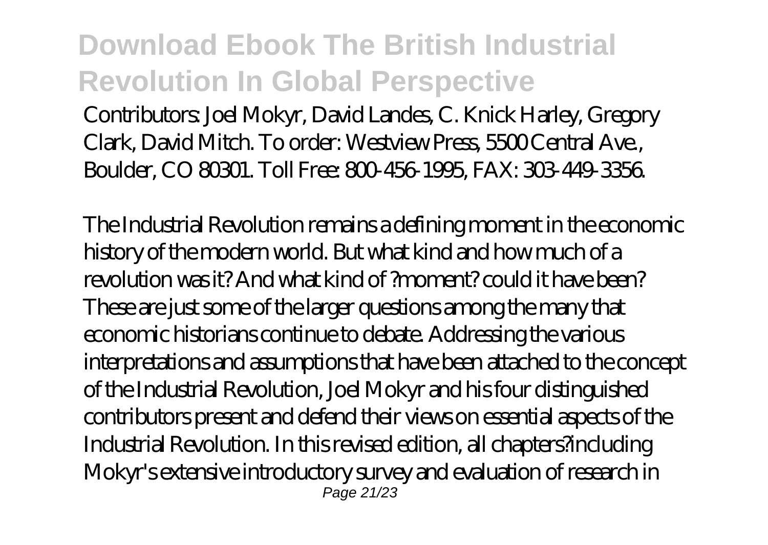Contributors: Joel Mokyr, David Landes, C. Knick Harley, Gregory Clark, David Mitch. To order: Westview Press, 5500 Central Ave., Boulder, CO 80301. Toll Free: 800-456-1995, FAX: 303-449-3356.

The Industrial Revolution remains a defining moment in the economic history of the modern world. But what kind and how much of a revolution was it? And what kind of ?moment? could it have been? These are just some of the larger questions among the many that economic historians continue to debate. Addressing the various interpretations and assumptions that have been attached to the concept of the Industrial Revolution, Joel Mokyr and his four distinguished contributors present and defend their views on essential aspects of the Industrial Revolution. In this revised edition, all chapters?including Mokyr's extensive introductory survey and evaluation of research in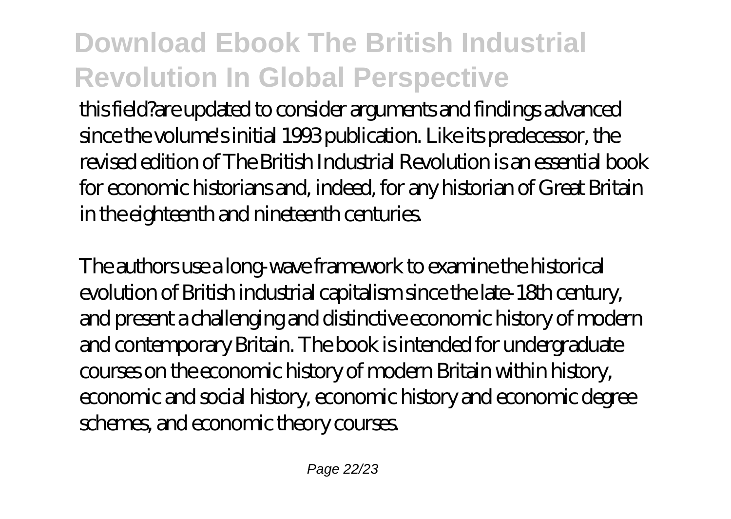this field?are updated to consider arguments and findings advanced since the volume's initial 1993 publication. Like its predecessor, the revised edition of The British Industrial Revolution is an essential book for economic historians and, indeed, for any historian of Great Britain in the eighteenth and nineteenth centuries.

The authors use a long-wave framework to examine the historical evolution of British industrial capitalism since the late-18th century, and present a challenging and distinctive economic history of modern and contemporary Britain. The book is intended for undergraduate courses on the economic history of modern Britain within history, economic and social history, economic history and economic degree schemes, and economic theory courses.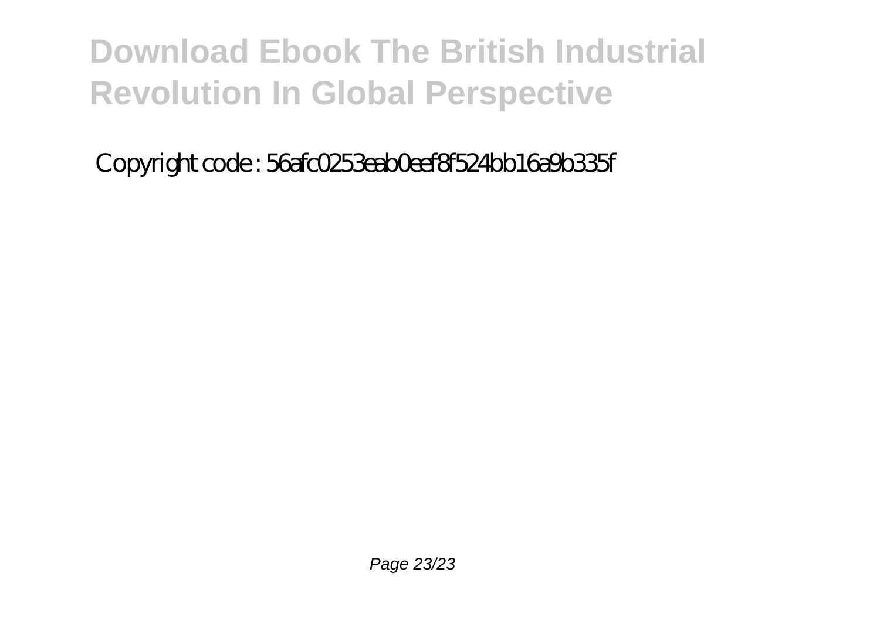Copyright code : 56afc0253eab0eef8f524bb16a9b335f